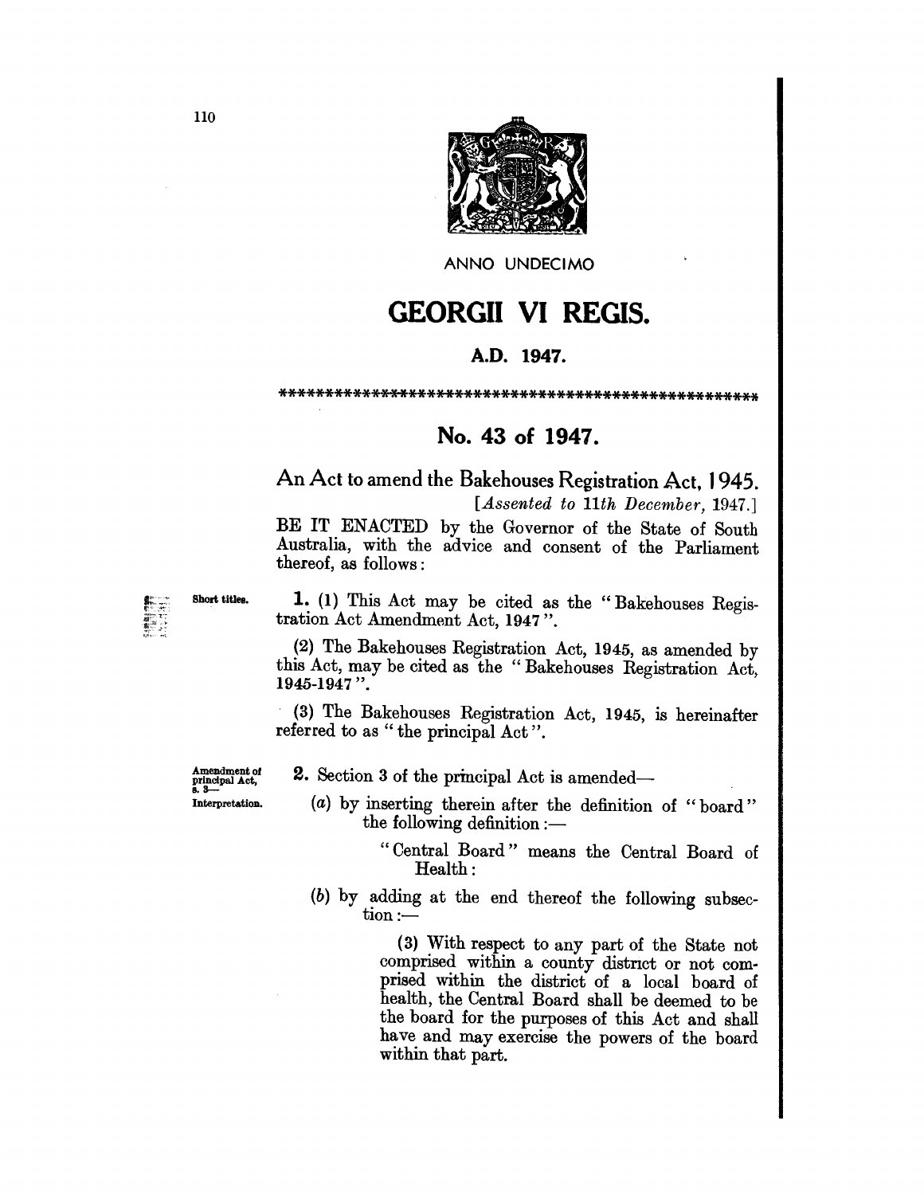ANNO UNDECIMO

# GEORGII VI REGIS.

## A.D. 1947.

****************************************************

## No. 43 of 1947.

### An Act to amend the Bakehouses Registration Act, 1945.

*[Assented to 11th December, 1947.]*

BE IT ENACTED by the Governor of the State of South Australia, with the advice and consent of the Parliament thereof, as follows:

Short titles.

**1.** (1) This Act may be cited as the "Bakehouses Registration Act Amendment Act, 1947".

(2) The Bakehouses Registration Act, 1945, as amended by this Act, may be cited as the "Bakehouses Registration Act, 1945-1947".

(3) The Bakehouses Registration Act, 1945, is hereinafter referred to as "the principal Act".

Amendment of principal Act, s. 3—Interpretation.

**2.** Section 3 of the principal Act is amended—

(*a*) by inserting therein after the definition of "board" the following definition:—

"Central Board" means the Central Board of Health:

(*b*) by adding at the end thereof the following subsection:—

(3) With respect to any part of the State not comprised within a county district or not comprised within the district of a local board of health, the Central Board shall be deemed to be the board for the purposes of this Act and shall have and may exercise the powers of the board within that part.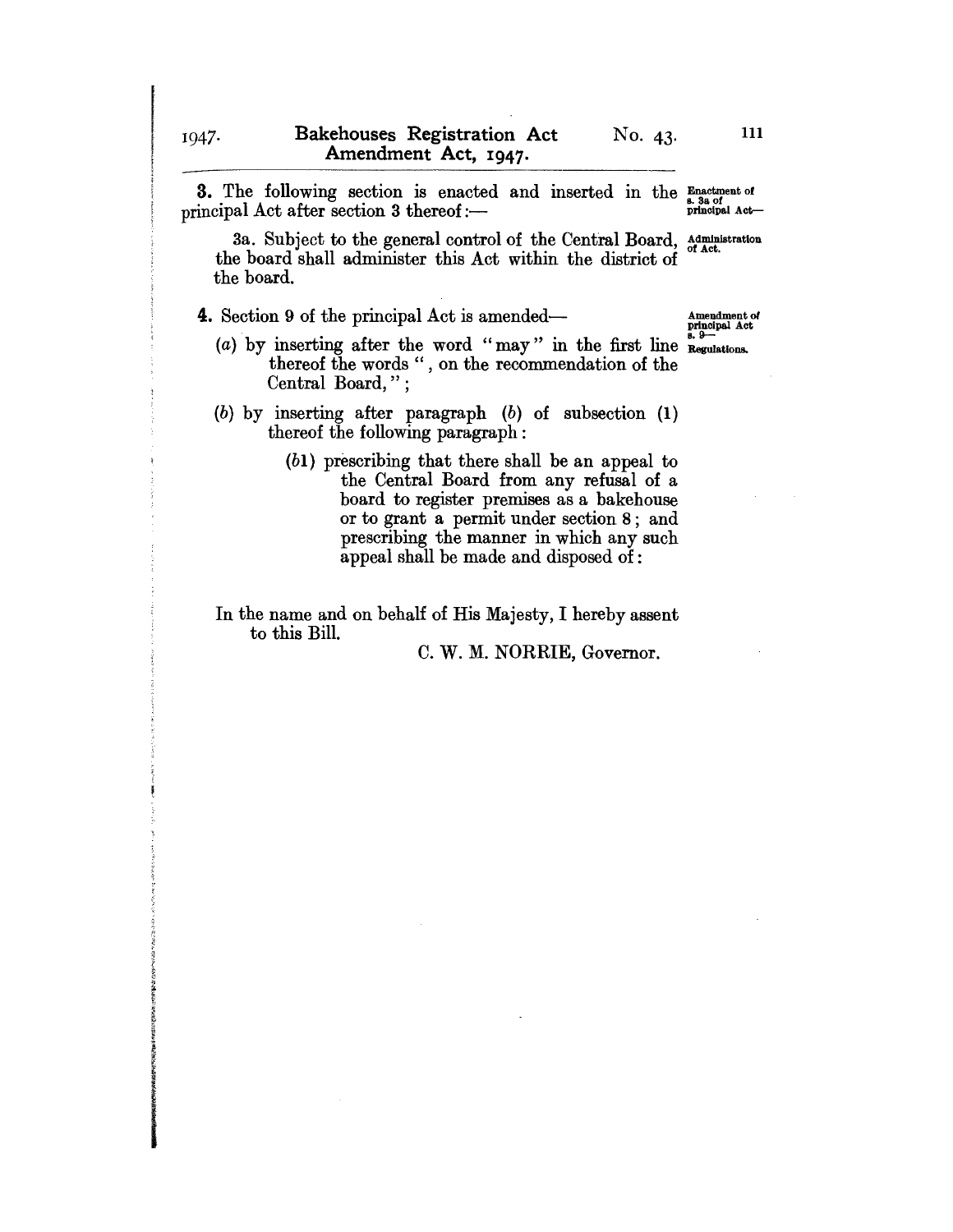**3.** The following section is enacted and inserted in the principal Act after section 3 thereof:—

Enactment of s. 3a of principal Act—

3a. Subject to the general control of the Central Board, the board shall administer this Act within the district of the board.

Administration of Act.

**4.** Section 9 of the principal Act is amended—

Amendment of principal Act s. 9—

Regulations.

(*a*) by inserting after the word "may" in the first line thereof the words ", on the recommendation of the Central Board,";

(*b*) by inserting after paragraph (*b*) of subsection (1) thereof the following paragraph:

> (*b*1) prescribing that there shall be an appeal to the Central Board from any refusal of a board to register premises as a bakehouse or to grant a permit under section 8; and prescribing the manner in which any such appeal shall be made and disposed of:

In the name and on behalf of His Majesty, I hereby assent to this Bill.

C. W. M. NORRIE, Governor.